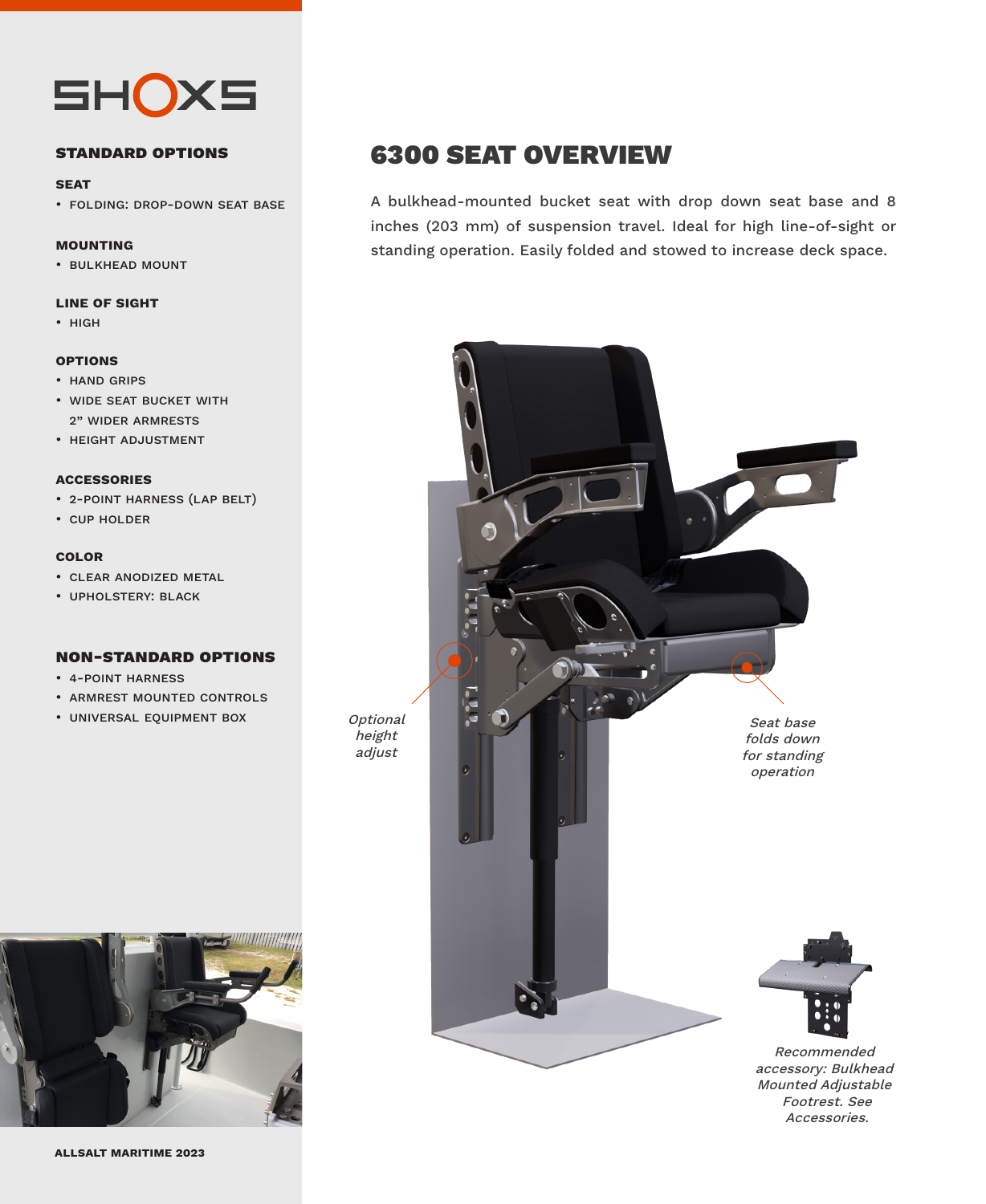SHOXS

## STANDARD OPTIONS

**SEAT**

- FOLDING: DROP-DOWN SEAT BASE

**MOUNTING**

- BULKHEAD MOUNT

**LINE OF SIGHT**

- HIGH

**OPTIONS**

- HAND GRIPS
- WIDE SEAT BUCKET WITH 2" WIDER ARMRESTS
- HEIGHT ADJUSTMENT

**ACCESSORIES**

- 2-POINT HARNESS (LAP BELT)
- CUP HOLDER

**COLOR**

- CLEAR ANODIZED METAL
- UPHOLSTERY: BLACK

## NON-STANDARD OPTIONS

- 4-POINT HARNESS
- ARMREST MOUNTED CONTROLS
- UNIVERSAL EQUIPMENT BOX

**ALLSALT MARITIME 2023**

# 6300 SEAT OVERVIEW

A bulkhead-mounted bucket seat with drop down seat base and 8 inches (203 mm) of suspension travel. Ideal for high line-of-sight or standing operation. Easily folded and stowed to increase deck space.

*Optional height adjust*

*Seat base folds down for standing operation*

*Recommended accessory: Bulkhead Mounted Adjustable Footrest. See Accessories.*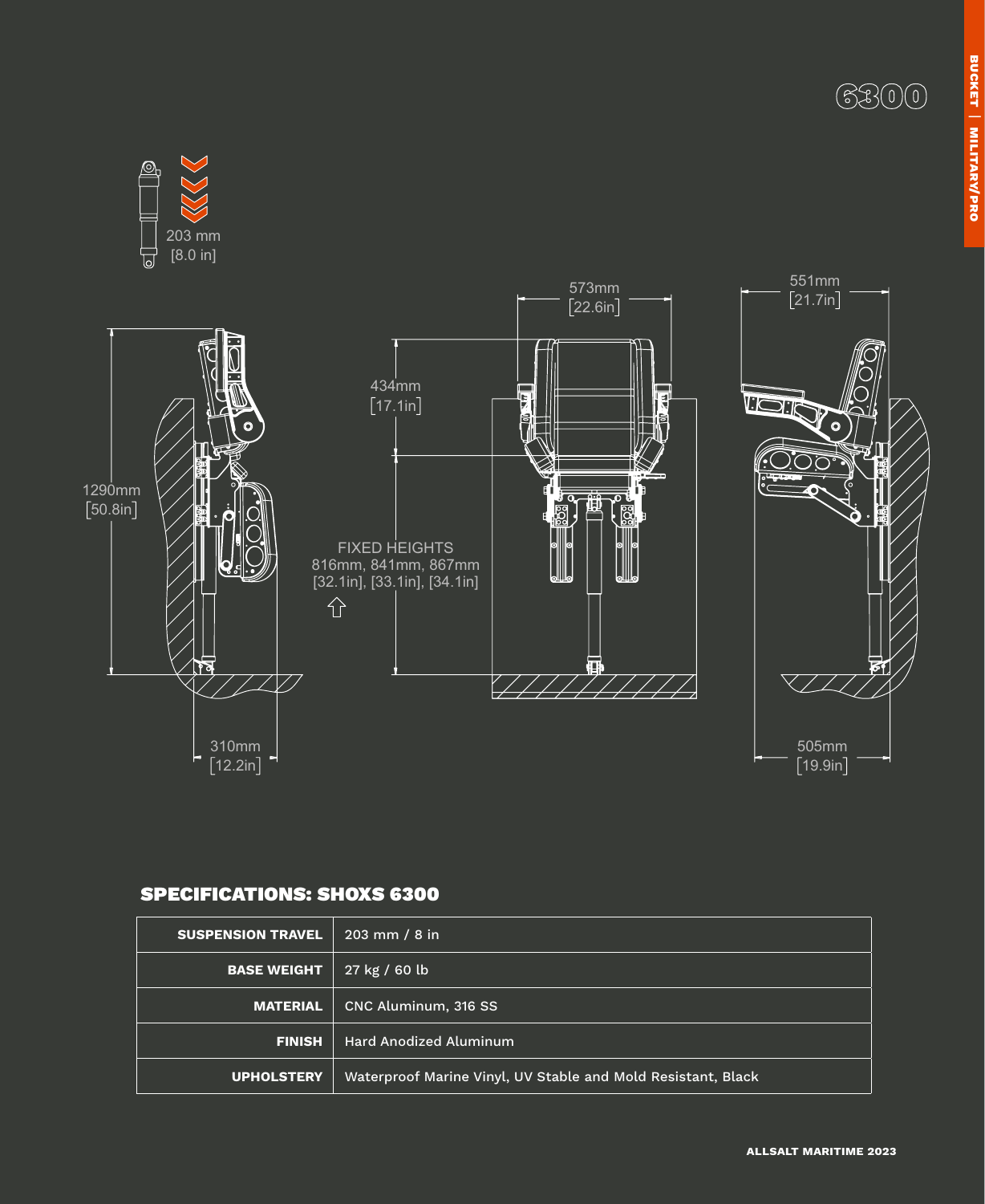6300

203 mm
[8.0 in]

573mm
[22.6in]

551mm
[21.7in]

434mm
[17.1in]

1290mm
[50.8in]

FIXED HEIGHTS
816mm, 841mm, 867mm
[32.1in], [33.1in], [34.1in]

310mm
[12.2in]

505mm
[19.9in]

## SPECIFICATIONS: SHOXS 6300

| | |
|---|---|
| **SUSPENSION TRAVEL** | 203 mm / 8 in |
| **BASE WEIGHT** | 27 kg / 60 lb |
| **MATERIAL** | CNC Aluminum, 316 SS |
| **FINISH** | Hard Anodized Aluminum |
| **UPHOLSTERY** | Waterproof Marine Vinyl, UV Stable and Mold Resistant, Black |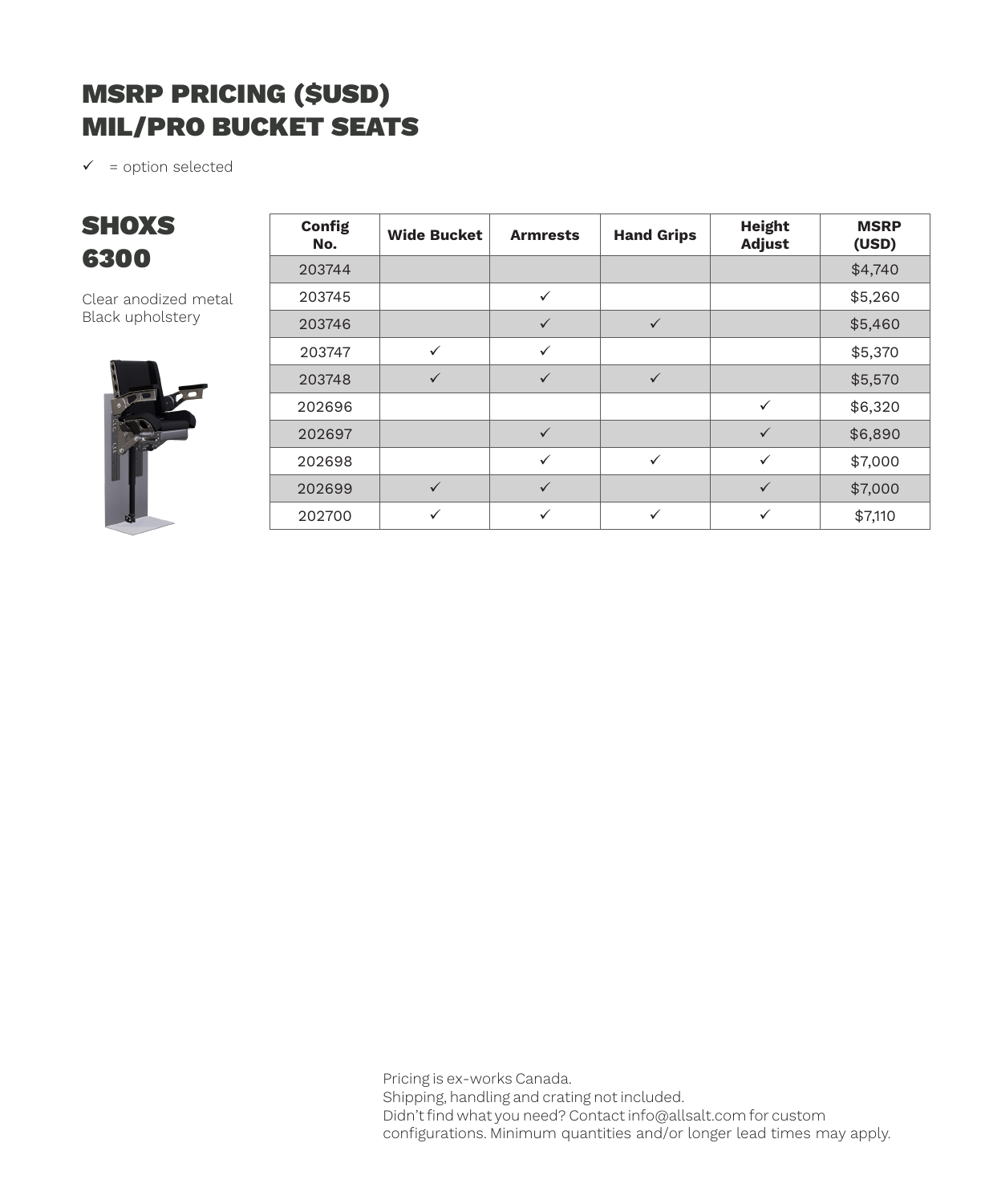# MSRP PRICING ($USD)
# MIL/PRO BUCKET SEATS

✓ = option selected

## SHOXS 6300

Clear anodized metal
Black upholstery

| Config No. | Wide Bucket | Armrests | Hand Grips | Height Adjust | MSRP (USD) |
|---|---|---|---|---|---|
| 203744 | | | | | $4,740 |
| 203745 | | ✓ | | | $5,260 |
| 203746 | | ✓ | ✓ | | $5,460 |
| 203747 | ✓ | ✓ | | | $5,370 |
| 203748 | ✓ | ✓ | ✓ | | $5,570 |
| 202696 | | | | ✓ | $6,320 |
| 202697 | | ✓ | | ✓ | $6,890 |
| 202698 | | ✓ | ✓ | ✓ | $7,000 |
| 202699 | ✓ | ✓ | | ✓ | $7,000 |
| 202700 | ✓ | ✓ | ✓ | ✓ | $7,110 |

Pricing is ex-works Canada.
Shipping, handling and crating not included.
Didn't find what you need? Contact info@allsalt.com for custom configurations. Minimum quantities and/or longer lead times may apply.